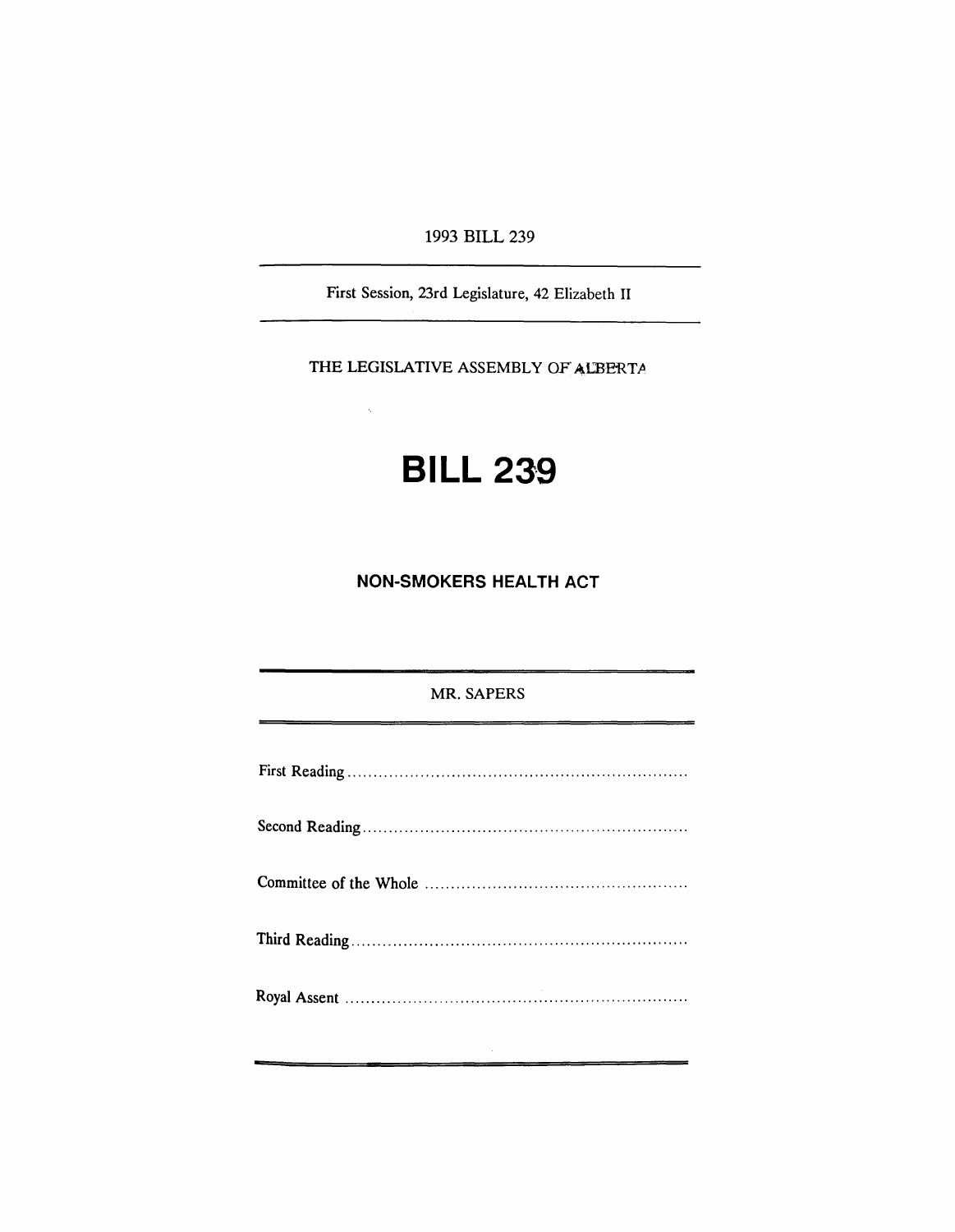1993 BILL 239

First Session, 23rd Legislature, 42 Elizabeth II

THE LEGISLATIVE ASSEMBLY OF ALBERTA

# BILL 239

## NON-SMOKERS HEALTH ACT

MR. SAPERS

First Reading ............................................................

Second Reading ............................................................

Committee of the Whole ............................................................

Third Reading ............................................................

Royal Assent ............................................................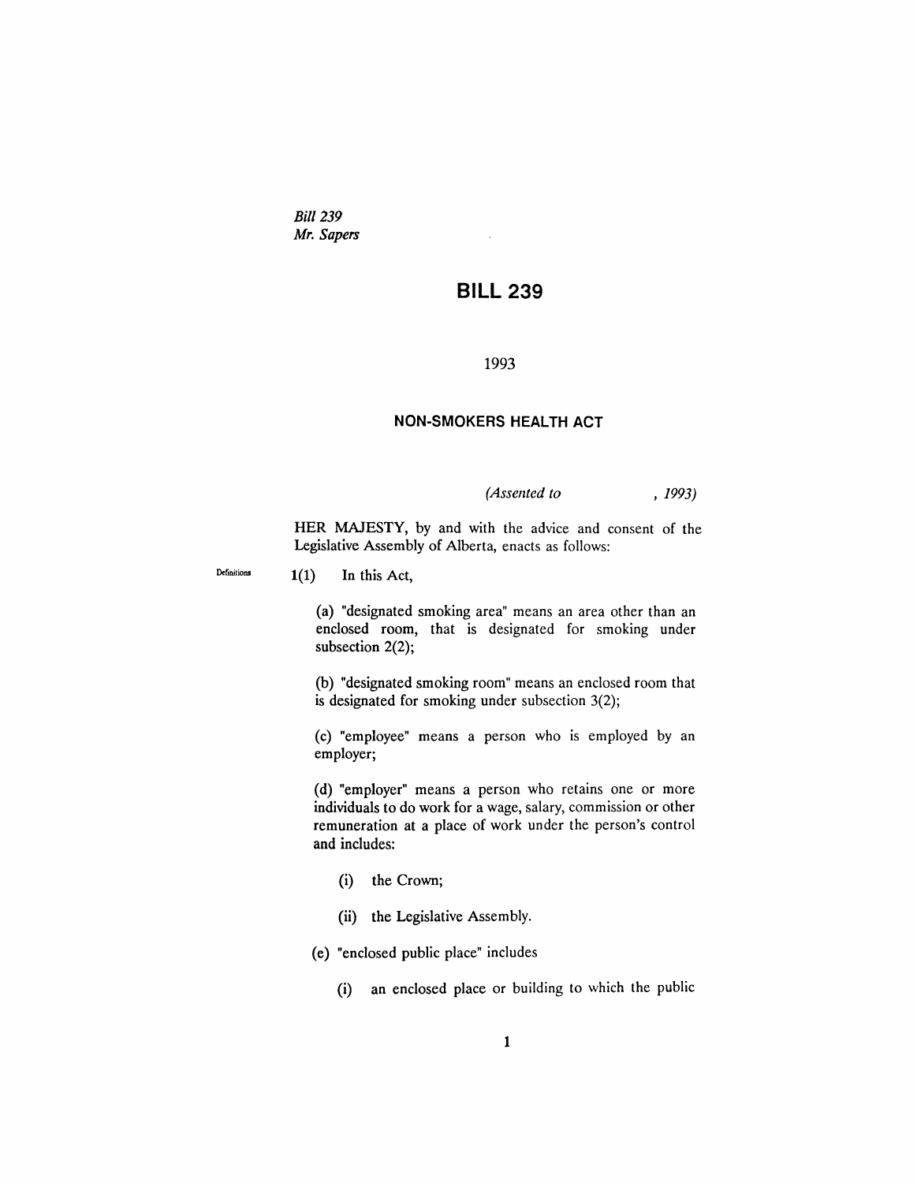*Bill 239*
*Mr. Sapers*

# BILL 239

1993

## NON-SMOKERS HEALTH ACT

*(Assented to , 1993)*

HER MAJESTY, by and with the advice and consent of the Legislative Assembly of Alberta, enacts as follows:

Definitions

**1**(1) In this Act,

(a) "designated smoking area" means an area other than an enclosed room, that is designated for smoking under subsection 2(2);

(b) "designated smoking room" means an enclosed room that is designated for smoking under subsection 3(2);

(c) "employee" means a person who is employed by an employer;

(d) "employer" means a person who retains one or more individuals to do work for a wage, salary, commission or other remuneration at a place of work under the person's control and includes:

(i) the Crown;

(ii) the Legislative Assembly.

(e) "enclosed public place" includes

(i) an enclosed place or building to which the public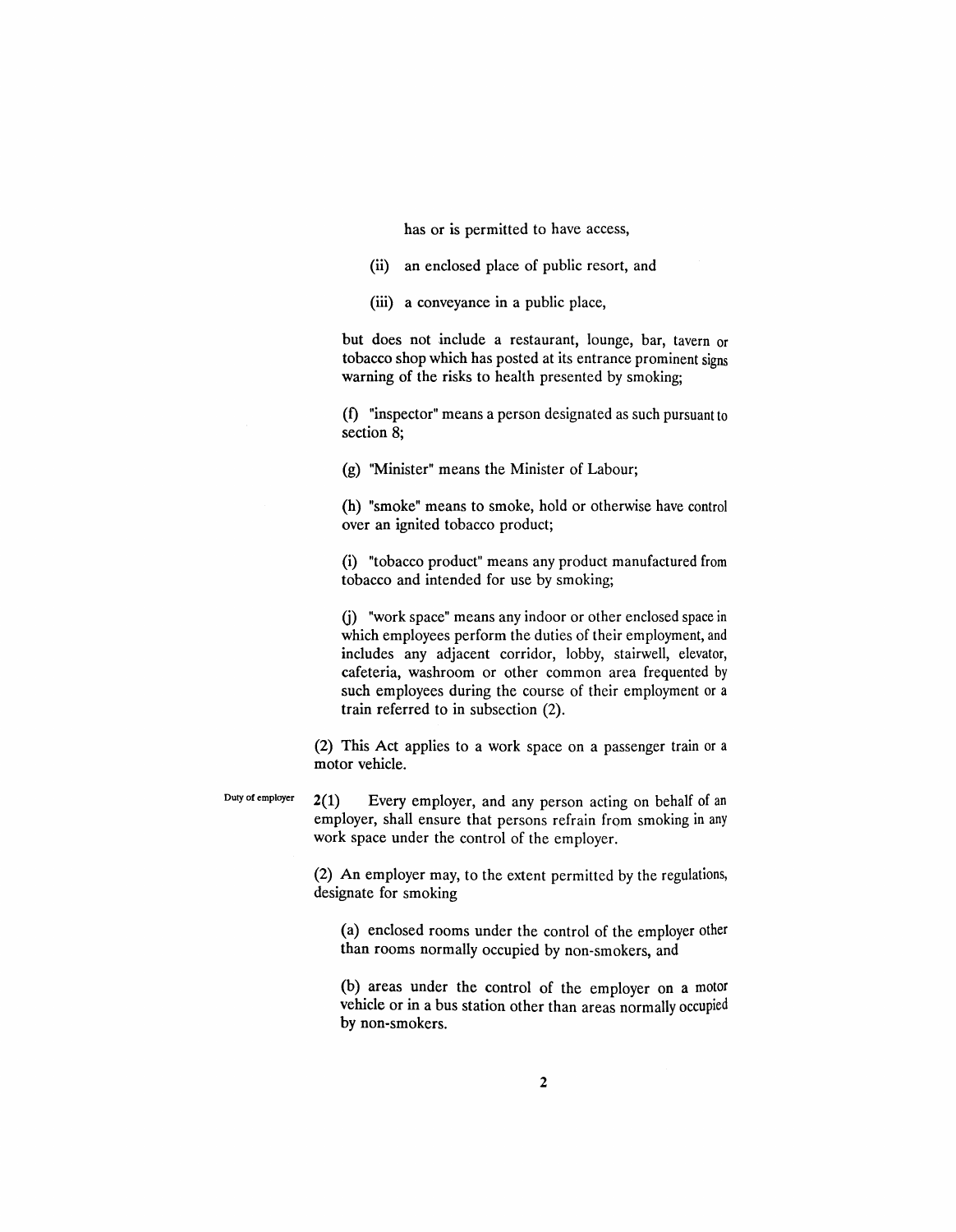has or is permitted to have access,

(ii) an enclosed place of public resort, and

(iii) a conveyance in a public place,

but does not include a restaurant, lounge, bar, tavern or tobacco shop which has posted at its entrance prominent signs warning of the risks to health presented by smoking;

(f) "inspector" means a person designated as such pursuant to section 8;

(g) "Minister" means the Minister of Labour;

(h) "smoke" means to smoke, hold or otherwise have control over an ignited tobacco product;

(i) "tobacco product" means any product manufactured from tobacco and intended for use by smoking;

(j) "work space" means any indoor or other enclosed space in which employees perform the duties of their employment, and includes any adjacent corridor, lobby, stairwell, elevator, cafeteria, washroom or other common area frequented by such employees during the course of their employment or a train referred to in subsection (2).

(2) This Act applies to a work space on a passenger train or a motor vehicle.

Duty of employer

**2**(1) Every employer, and any person acting on behalf of an employer, shall ensure that persons refrain from smoking in any work space under the control of the employer.

(2) An employer may, to the extent permitted by the regulations, designate for smoking

(a) enclosed rooms under the control of the employer other than rooms normally occupied by non-smokers, and

(b) areas under the control of the employer on a motor vehicle or in a bus station other than areas normally occupied by non-smokers.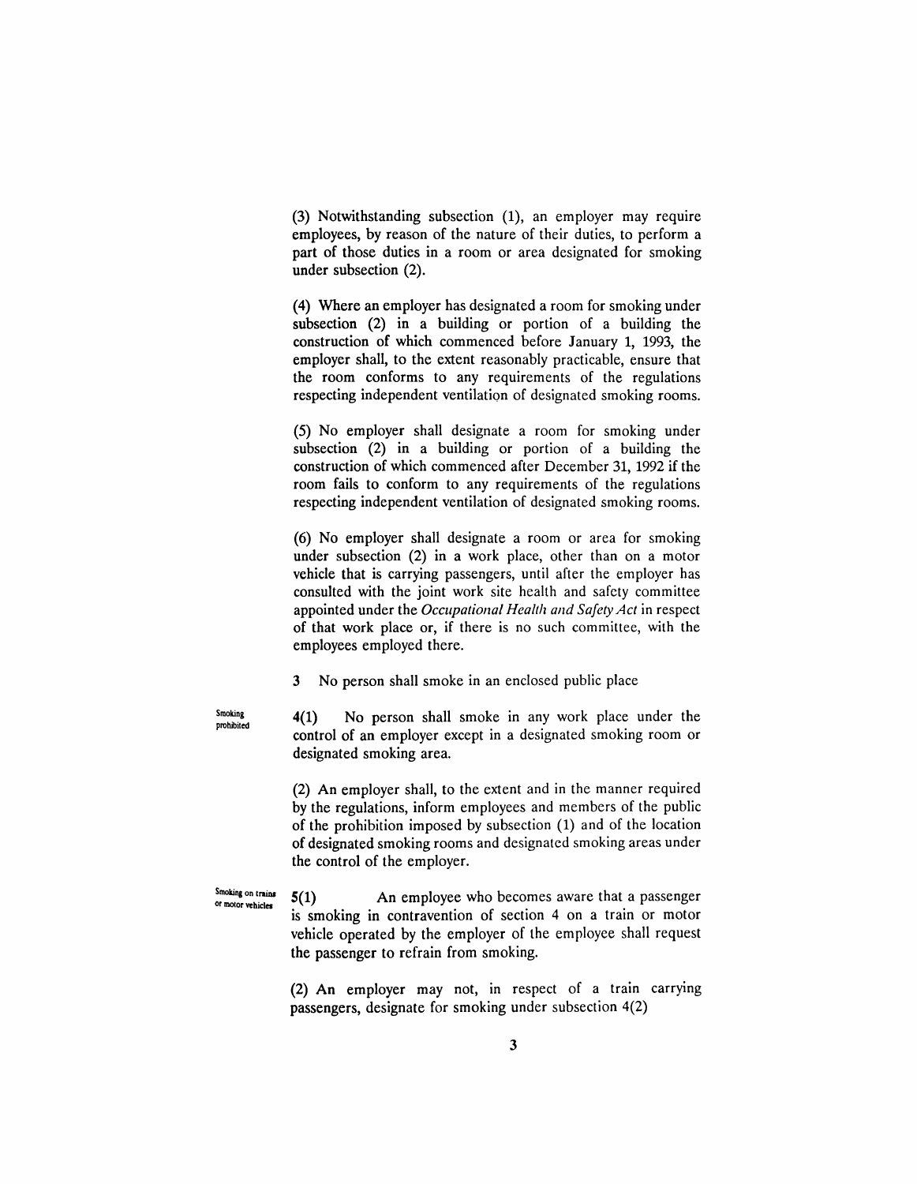(3) Notwithstanding subsection (1), an employer may require employees, by reason of the nature of their duties, to perform a part of those duties in a room or area designated for smoking under subsection (2).

(4) Where an employer has designated a room for smoking under subsection (2) in a building or portion of a building the construction of which commenced before January 1, 1993, the employer shall, to the extent reasonably practicable, ensure that the room conforms to any requirements of the regulations respecting independent ventilation of designated smoking rooms.

(5) No employer shall designate a room for smoking under subsection (2) in a building or portion of a building the construction of which commenced after December 31, 1992 if the room fails to conform to any requirements of the regulations respecting independent ventilation of designated smoking rooms.

(6) No employer shall designate a room or area for smoking under subsection (2) in a work place, other than on a motor vehicle that is carrying passengers, until after the employer has consulted with the joint work site health and safety committee appointed under the *Occupational Health and Safety Act* in respect of that work place or, if there is no such committee, with the employees employed there.

3 No person shall smoke in an enclosed public place

Smoking prohibited

4(1) No person shall smoke in any work place under the control of an employer except in a designated smoking room or designated smoking area.

(2) An employer shall, to the extent and in the manner required by the regulations, inform employees and members of the public of the prohibition imposed by subsection (1) and of the location of designated smoking rooms and designated smoking areas under the control of the employer.

Smoking on trains or motor vehicles

5(1) An employee who becomes aware that a passenger is smoking in contravention of section 4 on a train or motor vehicle operated by the employer of the employee shall request the passenger to refrain from smoking.

(2) An employer may not, in respect of a train carrying passengers, designate for smoking under subsection 4(2)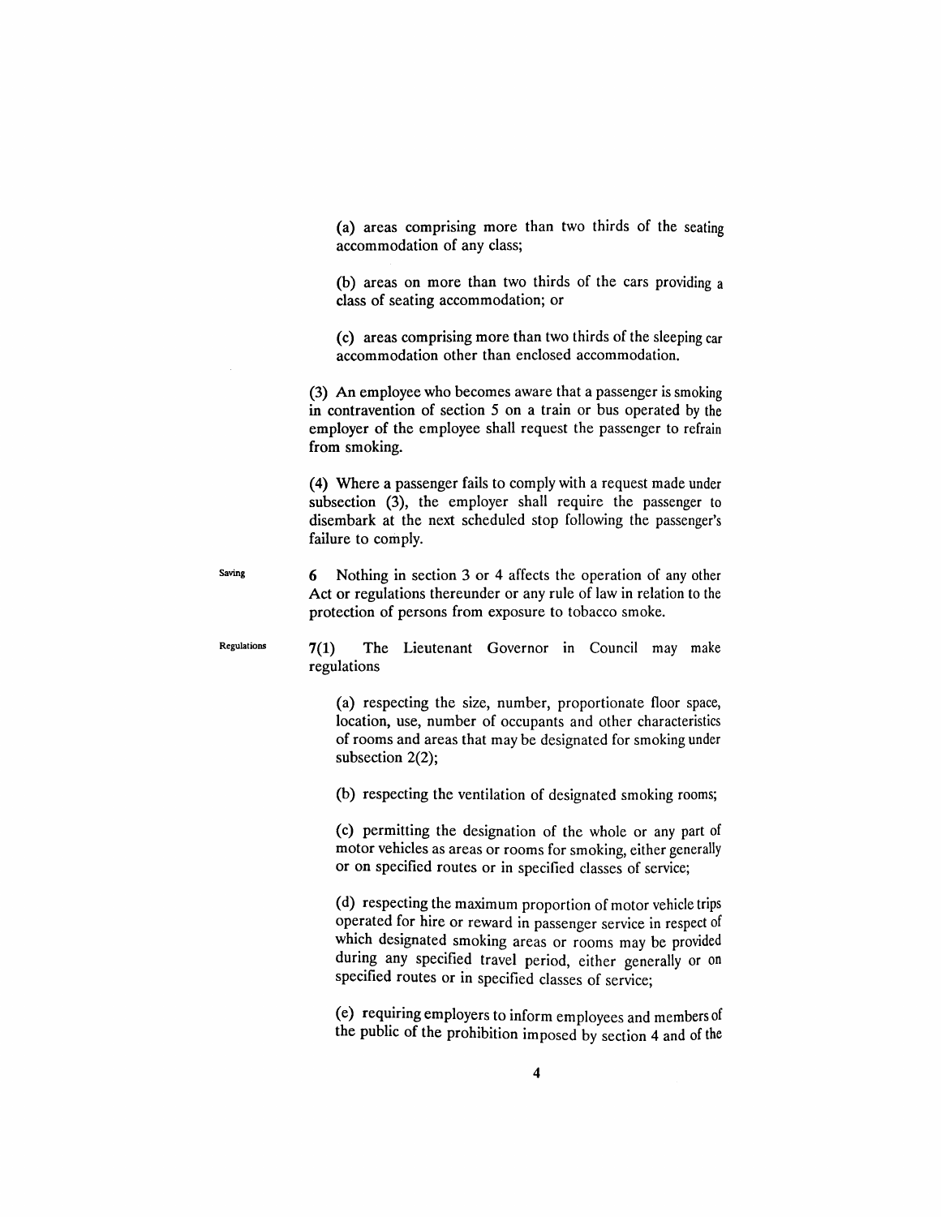(a) areas comprising more than two thirds of the seating accommodation of any class;

(b) areas on more than two thirds of the cars providing a class of seating accommodation; or

(c) areas comprising more than two thirds of the sleeping car accommodation other than enclosed accommodation.

(3) An employee who becomes aware that a passenger is smoking in contravention of section 5 on a train or bus operated by the employer of the employee shall request the passenger to refrain from smoking.

(4) Where a passenger fails to comply with a request made under subsection (3), the employer shall require the passenger to disembark at the next scheduled stop following the passenger's failure to comply.

Saving

**6** Nothing in section 3 or 4 affects the operation of any other Act or regulations thereunder or any rule of law in relation to the protection of persons from exposure to tobacco smoke.

Regulations

**7(1)** The Lieutenant Governor in Council may make regulations

(a) respecting the size, number, proportionate floor space, location, use, number of occupants and other characteristics of rooms and areas that may be designated for smoking under subsection 2(2);

(b) respecting the ventilation of designated smoking rooms;

(c) permitting the designation of the whole or any part of motor vehicles as areas or rooms for smoking, either generally or on specified routes or in specified classes of service;

(d) respecting the maximum proportion of motor vehicle trips operated for hire or reward in passenger service in respect of which designated smoking areas or rooms may be provided during any specified travel period, either generally or on specified routes or in specified classes of service;

(e) requiring employers to inform employees and members of the public of the prohibition imposed by section 4 and of the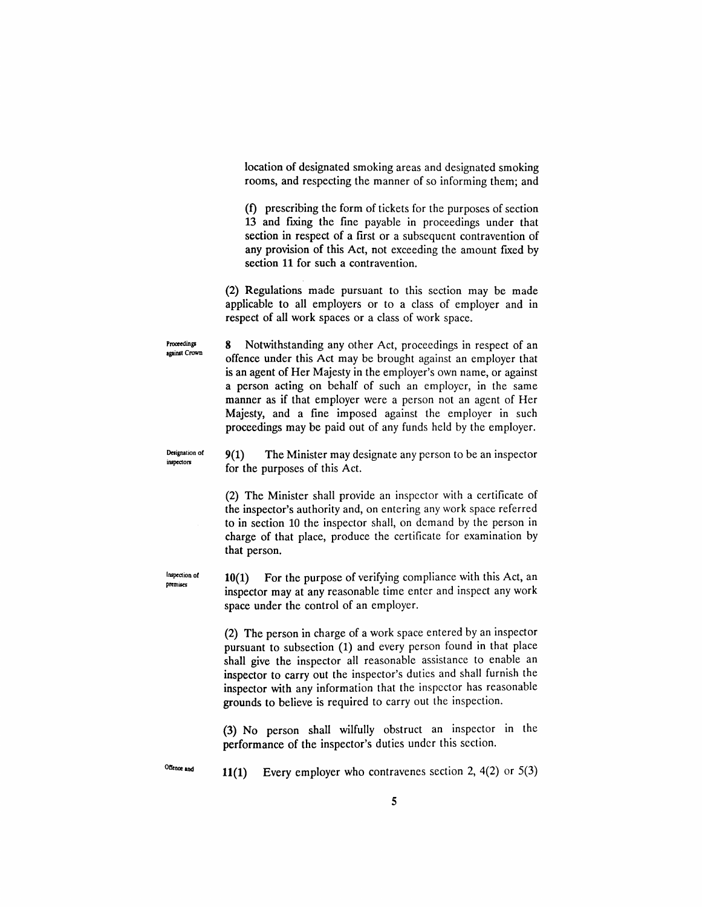location of designated smoking areas and designated smoking rooms, and respecting the manner of so informing them; and

(f) prescribing the form of tickets for the purposes of section 13 and fixing the fine payable in proceedings under that section in respect of a first or a subsequent contravention of any provision of this Act, not exceeding the amount fixed by section 11 for such a contravention.

(2) Regulations made pursuant to this section may be made applicable to all employers or to a class of employer and in respect of all work spaces or a class of work space.

Proceedings against Crown

**8** Notwithstanding any other Act, proceedings in respect of an offence under this Act may be brought against an employer that is an agent of Her Majesty in the employer's own name, or against a person acting on behalf of such an employer, in the same manner as if that employer were a person not an agent of Her Majesty, and a fine imposed against the employer in such proceedings may be paid out of any funds held by the employer.

Designation of inspectors

**9(1)** The Minister may designate any person to be an inspector for the purposes of this Act.

(2) The Minister shall provide an inspector with a certificate of the inspector's authority and, on entering any work space referred to in section 10 the inspector shall, on demand by the person in charge of that place, produce the certificate for examination by that person.

Inspection of premises

**10(1)** For the purpose of verifying compliance with this Act, an inspector may at any reasonable time enter and inspect any work space under the control of an employer.

(2) The person in charge of a work space entered by an inspector pursuant to subsection (1) and every person found in that place shall give the inspector all reasonable assistance to enable an inspector to carry out the inspector's duties and shall furnish the inspector with any information that the inspector has reasonable grounds to believe is required to carry out the inspection.

(3) No person shall wilfully obstruct an inspector in the performance of the inspector's duties under this section.

Offence and

**11(1)** Every employer who contravenes section 2, 4(2) or 5(3)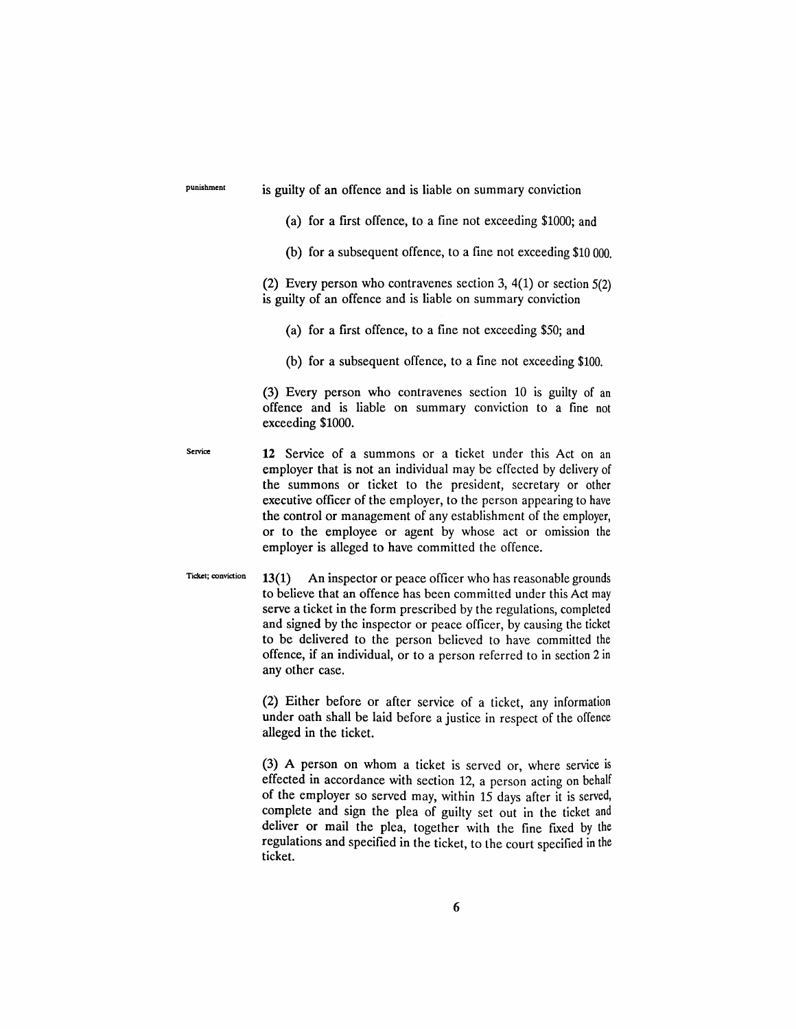punishment

is guilty of an offence and is liable on summary conviction

(a) for a first offence, to a fine not exceeding $1000; and

(b) for a subsequent offence, to a fine not exceeding $10 000.

(2) Every person who contravenes section 3, 4(1) or section 5(2) is guilty of an offence and is liable on summary conviction

(a) for a first offence, to a fine not exceeding $50; and

(b) for a subsequent offence, to a fine not exceeding $100.

(3) Every person who contravenes section 10 is guilty of an offence and is liable on summary conviction to a fine not exceeding $1000.

Service

**12** Service of a summons or a ticket under this Act on an employer that is not an individual may be effected by delivery of the summons or ticket to the president, secretary or other executive officer of the employer, to the person appearing to have the control or management of any establishment of the employer, or to the employee or agent by whose act or omission the employer is alleged to have committed the offence.

Ticket; conviction

**13(1)** An inspector or peace officer who has reasonable grounds to believe that an offence has been committed under this Act may serve a ticket in the form prescribed by the regulations, completed and signed by the inspector or peace officer, by causing the ticket to be delivered to the person believed to have committed the offence, if an individual, or to a person referred to in section 2 in any other case.

(2) Either before or after service of a ticket, any information under oath shall be laid before a justice in respect of the offence alleged in the ticket.

(3) A person on whom a ticket is served or, where service is effected in accordance with section 12, a person acting on behalf of the employer so served may, within 15 days after it is served, complete and sign the plea of guilty set out in the ticket and deliver or mail the plea, together with the fine fixed by the regulations and specified in the ticket, to the court specified in the ticket.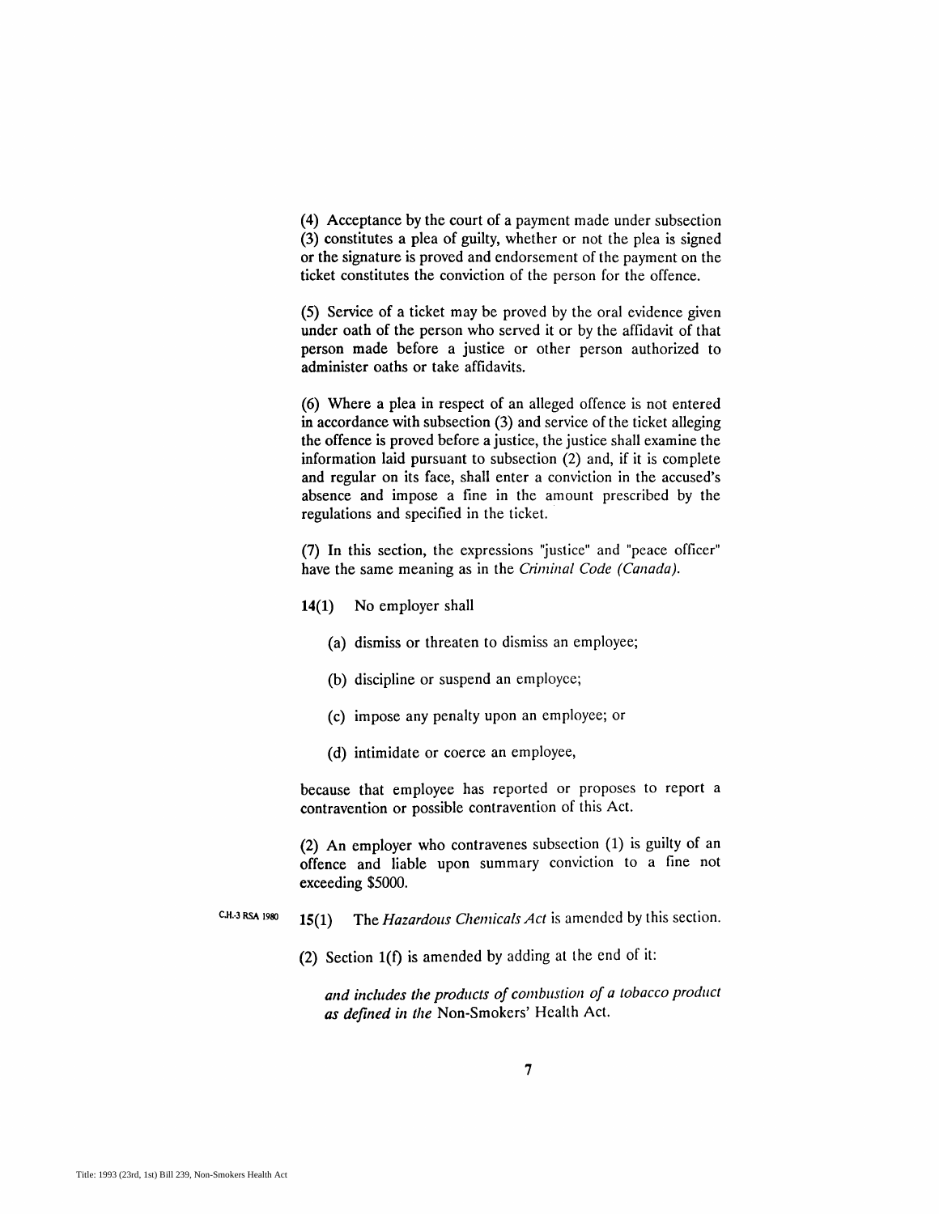(4) Acceptance by the court of a payment made under subsection (3) constitutes a plea of guilty, whether or not the plea is signed or the signature is proved and endorsement of the payment on the ticket constitutes the conviction of the person for the offence.

(5) Service of a ticket may be proved by the oral evidence given under oath of the person who served it or by the affidavit of that person made before a justice or other person authorized to administer oaths or take affidavits.

(6) Where a plea in respect of an alleged offence is not entered in accordance with subsection (3) and service of the ticket alleging the offence is proved before a justice, the justice shall examine the information laid pursuant to subsection (2) and, if it is complete and regular on its face, shall enter a conviction in the accused's absence and impose a fine in the amount prescribed by the regulations and specified in the ticket.

(7) In this section, the expressions "justice" and "peace officer" have the same meaning as in the *Criminal Code (Canada)*.

**14(1)** No employer shall

(a) dismiss or threaten to dismiss an employee;

(b) discipline or suspend an employee;

(c) impose any penalty upon an employee; or

(d) intimidate or coerce an employee,

because that employee has reported or proposes to report a contravention or possible contravention of this Act.

(2) An employer who contravenes subsection (1) is guilty of an offence and liable upon summary conviction to a fine not exceeding $5000.

C.H-3 RSA 1980

**15(1)** The *Hazardous Chemicals Act* is amended by this section.

(2) Section 1(f) is amended by adding at the end of it:

*and includes the products of combustion of a tobacco product as defined in the* Non-Smokers' Health Act.

Title: 1993 (23rd, 1st) Bill 239, Non-Smokers Health Act